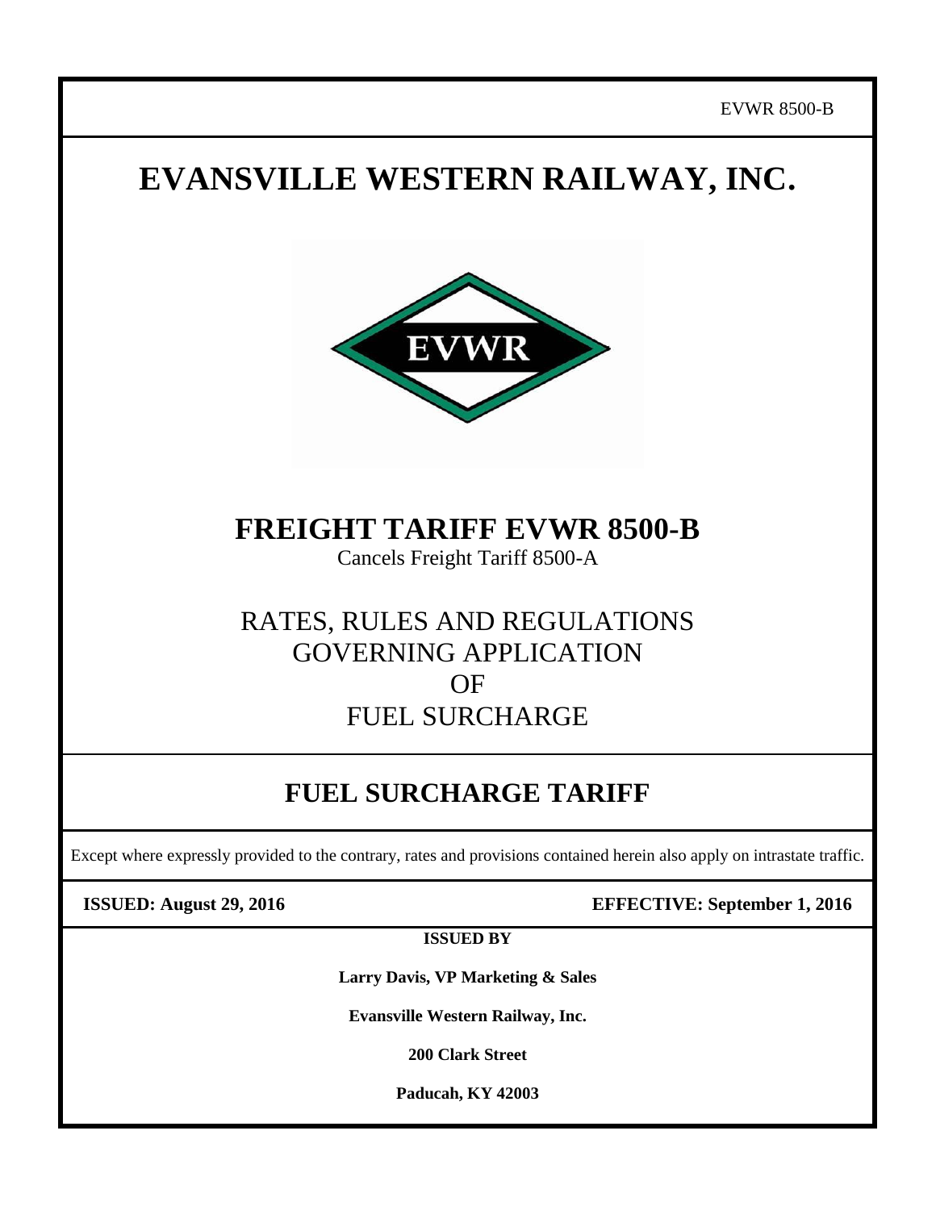EVWR 8500-B

# EVANSVILLE WESTERN RAILWAY, INC.

EVWR

## FREIGHT TARIFF EVWR 8500-B

Cancels Freight Tariff 8500-A

RATES, RULES AND REGULATIONS
GOVERNING APPLICATION
OF
FUEL SURCHARGE

## FUEL SURCHARGE TARIFF

Except where expressly provided to the contrary, rates and provisions contained herein also apply on intrastate traffic.

**ISSUED: August 29, 2016** **EFFECTIVE: September 1, 2016**

**ISSUED BY**

**Larry Davis, VP Marketing & Sales**

**Evansville Western Railway, Inc.**

**200 Clark Street**

**Paducah, KY 42003**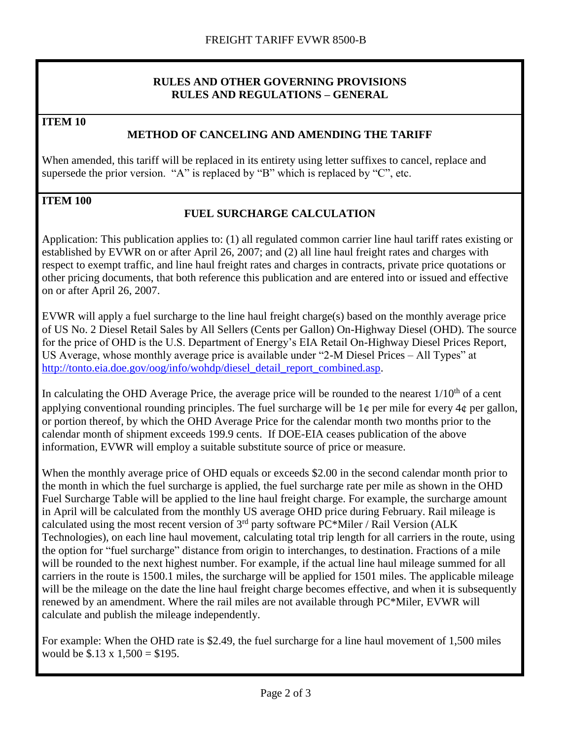FREIGHT TARIFF EVWR 8500-B

## RULES AND OTHER GOVERNING PROVISIONS
## RULES AND REGULATIONS – GENERAL

**ITEM 10**

### METHOD OF CANCELING AND AMENDING THE TARIFF

When amended, this tariff will be replaced in its entirety using letter suffixes to cancel, replace and supersede the prior version. "A" is replaced by "B" which is replaced by "C", etc.

**ITEM 100**

### FUEL SURCHARGE CALCULATION

Application: This publication applies to: (1) all regulated common carrier line haul tariff rates existing or established by EVWR on or after April 26, 2007; and (2) all line haul freight rates and charges with respect to exempt traffic, and line haul freight rates and charges in contracts, private price quotations or other pricing documents, that both reference this publication and are entered into or issued and effective on or after April 26, 2007.

EVWR will apply a fuel surcharge to the line haul freight charge(s) based on the monthly average price of US No. 2 Diesel Retail Sales by All Sellers (Cents per Gallon) On-Highway Diesel (OHD). The source for the price of OHD is the U.S. Department of Energy's EIA Retail On-Highway Diesel Prices Report, US Average, whose monthly average price is available under "2-M Diesel Prices – All Types" at http://tonto.eia.doe.gov/oog/info/wohdp/diesel_detail_report_combined.asp.

In calculating the OHD Average Price, the average price will be rounded to the nearest 1/10th of a cent applying conventional rounding principles. The fuel surcharge will be 1¢ per mile for every 4¢ per gallon, or portion thereof, by which the OHD Average Price for the calendar month two months prior to the calendar month of shipment exceeds 199.9 cents. If DOE-EIA ceases publication of the above information, EVWR will employ a suitable substitute source of price or measure.

When the monthly average price of OHD equals or exceeds $2.00 in the second calendar month prior to the month in which the fuel surcharge is applied, the fuel surcharge rate per mile as shown in the OHD Fuel Surcharge Table will be applied to the line haul freight charge. For example, the surcharge amount in April will be calculated from the monthly US average OHD price during February. Rail mileage is calculated using the most recent version of 3rd party software PC*Miler / Rail Version (ALK Technologies), on each line haul movement, calculating total trip length for all carriers in the route, using the option for "fuel surcharge" distance from origin to interchanges, to destination. Fractions of a mile will be rounded to the next highest number. For example, if the actual line haul mileage summed for all carriers in the route is 1500.1 miles, the surcharge will be applied for 1501 miles. The applicable mileage will be the mileage on the date the line haul freight charge becomes effective, and when it is subsequently renewed by an amendment. Where the rail miles are not available through PC*Miler, EVWR will calculate and publish the mileage independently.

For example: When the OHD rate is $2.49, the fuel surcharge for a line haul movement of 1,500 miles would be $.13 x 1,500 = $195.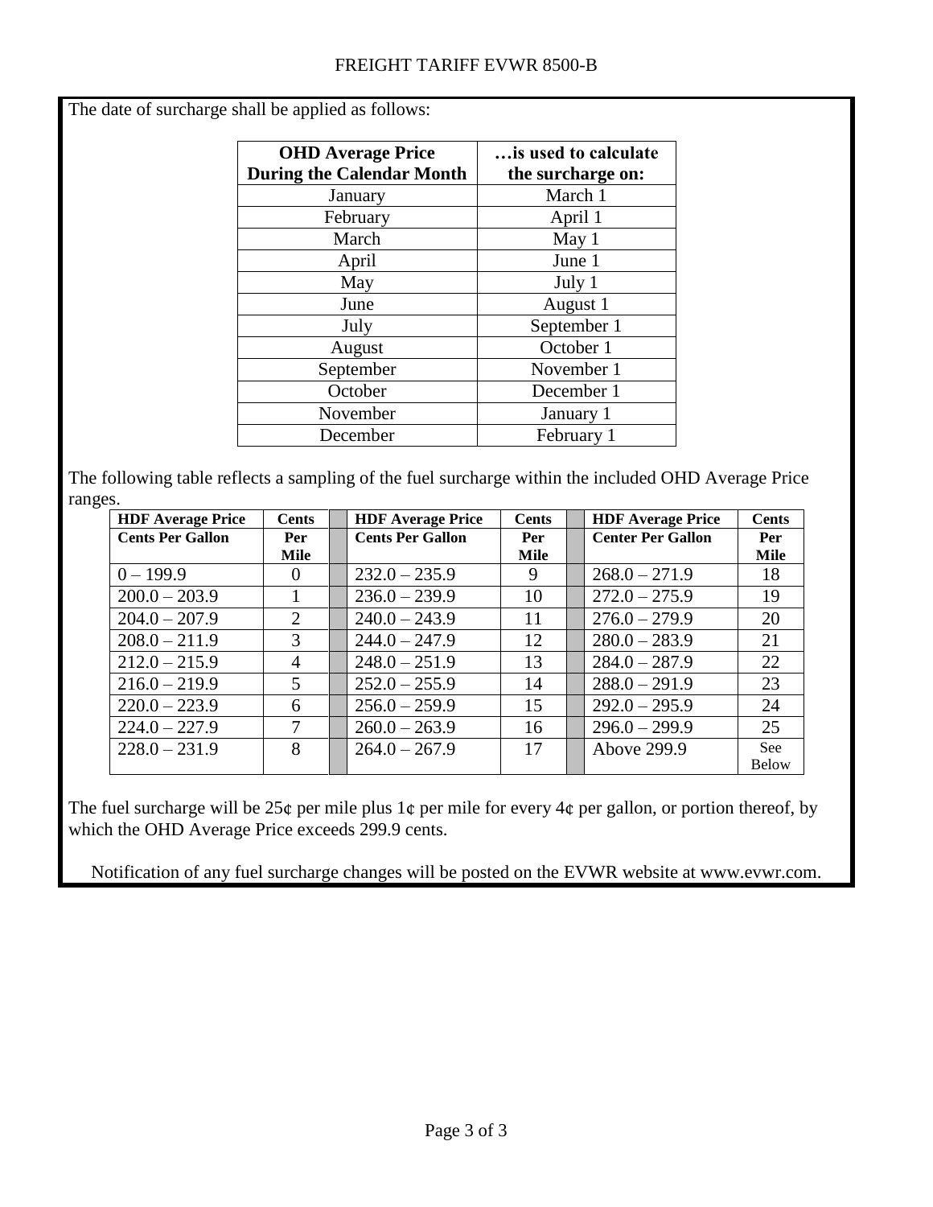The date of surcharge shall be applied as follows:

| OHD Average Price During the Calendar Month | …is used to calculate the surcharge on: |
|---|---|
| January | March 1 |
| February | April 1 |
| March | May 1 |
| April | June 1 |
| May | July 1 |
| June | August 1 |
| July | September 1 |
| August | October 1 |
| September | November 1 |
| October | December 1 |
| November | January 1 |
| December | February 1 |

The following table reflects a sampling of the fuel surcharge within the included OHD Average Price ranges.

| HDF Average Price Cents Per Gallon | Cents Per Mile | | HDF Average Price Cents Per Gallon | Cents Per Mile | | HDF Average Price Center Per Gallon | Cents Per Mile |
|---|---|---|---|---|---|---|---|
| 0 – 199.9 | 0 | | 232.0 – 235.9 | 9 | | 268.0 – 271.9 | 18 |
| 200.0 – 203.9 | 1 | | 236.0 – 239.9 | 10 | | 272.0 – 275.9 | 19 |
| 204.0 – 207.9 | 2 | | 240.0 – 243.9 | 11 | | 276.0 – 279.9 | 20 |
| 208.0 – 211.9 | 3 | | 244.0 – 247.9 | 12 | | 280.0 – 283.9 | 21 |
| 212.0 – 215.9 | 4 | | 248.0 – 251.9 | 13 | | 284.0 – 287.9 | 22 |
| 216.0 – 219.9 | 5 | | 252.0 – 255.9 | 14 | | 288.0 – 291.9 | 23 |
| 220.0 – 223.9 | 6 | | 256.0 – 259.9 | 15 | | 292.0 – 295.9 | 24 |
| 224.0 – 227.9 | 7 | | 260.0 – 263.9 | 16 | | 296.0 – 299.9 | 25 |
| 228.0 – 231.9 | 8 | | 264.0 – 267.9 | 17 | | Above 299.9 | See Below |

The fuel surcharge will be 25¢ per mile plus 1¢ per mile for every 4¢ per gallon, or portion thereof, by which the OHD Average Price exceeds 299.9 cents.

Notification of any fuel surcharge changes will be posted on the EVWR website at www.evwr.com.